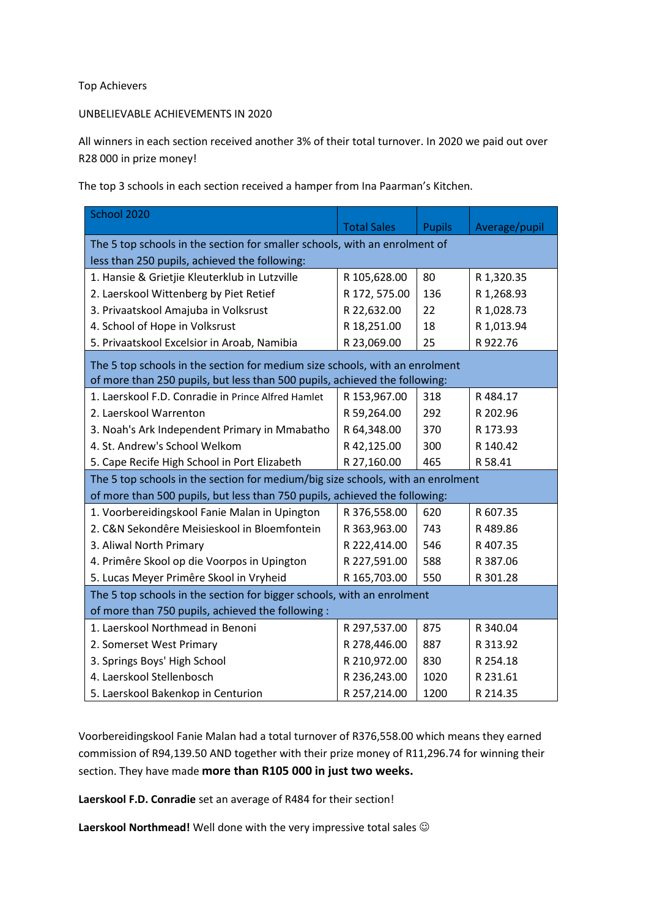Top Achievers

UNBELIEVABLE ACHIEVEMENTS IN 2020

All winners in each section received another 3% of their total turnover. In 2020 we paid out over R28 000 in prize money!

The top 3 schools in each section received a hamper from Ina Paarman's Kitchen.

| School 2020 | Total Sales | Pupils | Average/pupil |
|---|---|---|---|
| The 5 top schools in the section for smaller schools, with an enrolment of less than 250 pupils, achieved the following: | | | |
| 1. Hansie & Grietjie Kleuterklub in Lutzville | R 105,628.00 | 80 | R 1,320.35 |
| 2. Laerskool Wittenberg by Piet Retief | R 172, 575.00 | 136 | R 1,268.93 |
| 3. Privaatskool Amajuba in Volksrust | R 22,632.00 | 22 | R 1,028.73 |
| 4. School of Hope in Volksrust | R 18,251.00 | 18 | R 1,013.94 |
| 5. Privaatskool Excelsior in Aroab, Namibia | R 23,069.00 | 25 | R 922.76 |
| The 5 top schools in the section for medium size schools, with an enrolment of more than 250 pupils, but less than 500 pupils, achieved the following: | | | |
| 1. Laerskool F.D. Conradie in Prince Alfred Hamlet | R 153,967.00 | 318 | R 484.17 |
| 2. Laerskool Warrenton | R 59,264.00 | 292 | R 202.96 |
| 3. Noah's Ark Independent Primary in Mmabatho | R 64,348.00 | 370 | R 173.93 |
| 4. St. Andrew's School Welkom | R 42,125.00 | 300 | R 140.42 |
| 5. Cape Recife High School in Port Elizabeth | R 27,160.00 | 465 | R 58.41 |
| The 5 top schools in the section for medium/big size schools, with an enrolment of more than 500 pupils, but less than 750 pupils, achieved the following: | | | |
| 1. Voorbereidingskool Fanie Malan in Upington | R 376,558.00 | 620 | R 607.35 |
| 2. C&N Sekondêre Meisieskool in Bloemfontein | R 363,963.00 | 743 | R 489.86 |
| 3. Aliwal North Primary | R 222,414.00 | 546 | R 407.35 |
| 4. Primêre Skool op die Voorpos in Upington | R 227,591.00 | 588 | R 387.06 |
| 5. Lucas Meyer Primêre Skool in Vryheid | R 165,703.00 | 550 | R 301.28 |
| The 5 top schools in the section for bigger schools, with an enrolment of more than 750 pupils, achieved the following : | | | |
| 1. Laerskool Northmead in Benoni | R 297,537.00 | 875 | R 340.04 |
| 2. Somerset West Primary | R 278,446.00 | 887 | R 313.92 |
| 3. Springs Boys' High School | R 210,972.00 | 830 | R 254.18 |
| 4. Laerskool Stellenbosch | R 236,243.00 | 1020 | R 231.61 |
| 5. Laerskool Bakenkop in Centurion | R 257,214.00 | 1200 | R 214.35 |

Voorbereidingskool Fanie Malan had a total turnover of R376,558.00 which means they earned commission of R94,139.50 AND together with their prize money of R11,296.74 for winning their section. They have made **more than R105 000 in just two weeks.**

**Laerskool F.D. Conradie** set an average of R484 for their section!

**Laerskool Northmead!** Well done with the very impressive total sales ☺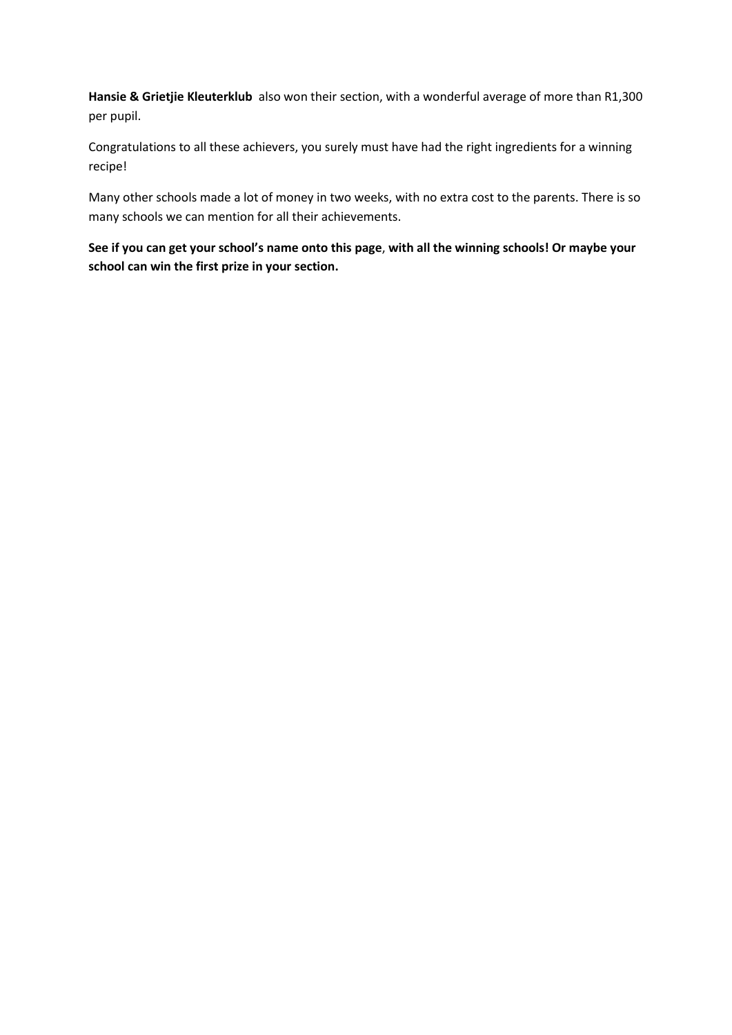**Hansie & Grietjie Kleuterklub** also won their section, with a wonderful average of more than R1,300 per pupil.

Congratulations to all these achievers, you surely must have had the right ingredients for a winning recipe!

Many other schools made a lot of money in two weeks, with no extra cost to the parents. There is so many schools we can mention for all their achievements.

**See if you can get your school's name onto this page, with all the winning schools! Or maybe your school can win the first prize in your section.**